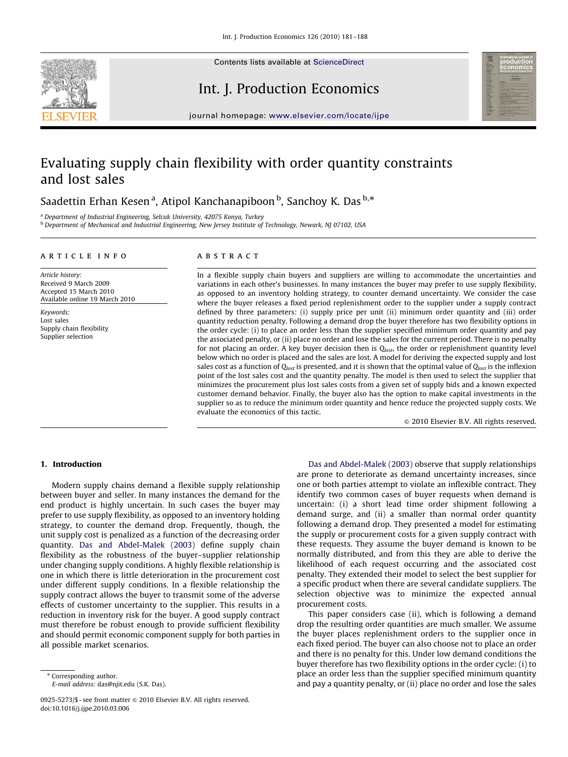# Evaluating supply chain flexibility with order quantity constraints and lost sales

Saadettin Erhan Kesen [a], Atipol Kanchanapiboon [b], Sanchoy K. Das [b,*]

[a] Department of Industrial Engineering, Selcuk University, 42075 Konya, Turkey

[b] Department of Mechanical and Industrial Engineering, New Jersey Institute of Technology, Newark, NJ 07102, USA

**ARTICLE INFO**

*Article history:*
Received 9 March 2009
Accepted 15 March 2010
Available online 19 March 2010

*Keywords:*
Lost sales
Supply chain flexibility
Supplier selection

**ABSTRACT**

In a flexible supply chain buyers and suppliers are willing to accommodate the uncertainties and variations in each other's businesses. In many instances the buyer may prefer to use supply flexibility, as opposed to an inventory holding strategy, to counter demand uncertainty. We consider the case where the buyer releases a fixed period replenishment order to the supplier under a supply contract defined by three parameters: (i) supply price per unit (ii) minimum order quantity and (iii) order quantity reduction penalty. Following a demand drop the buyer therefore has two flexibility options in the order cycle: (i) to place an order less than the supplier specified minimum order quantity and pay the associated penalty, or (ii) place no order and lose the sales for the current period. There is no penalty for not placing an order. A key buyer decision then is $Q_{lost}$, the order or replenishment quantity level below which no order is placed and the sales are lost. A model for deriving the expected supply and lost sales cost as a function of $Q_{lost}$ is presented, and it is shown that the optimal value of $Q_{lost}$ is the inflexion point of the lost sales cost and the quantity penalty. The model is then used to select the supplier that minimizes the procurement plus lost sales costs from a given set of supply bids and a known expected customer demand behavior. Finally, the buyer also has the option to make capital investments in the supplier so as to reduce the minimum order quantity and hence reduce the projected supply costs. We evaluate the economics of this tactic.

© 2010 Elsevier B.V. All rights reserved.

## 1. Introduction

Modern supply chains demand a flexible supply relationship between buyer and seller. In many instances the demand for the end product is highly uncertain. In such cases the buyer may prefer to use supply flexibility, as opposed to an inventory holding strategy, to counter the demand drop. Frequently, though, the unit supply cost is penalized as a function of the decreasing order quantity. Das and Abdel-Malek (2003) define supply chain flexibility as the robustness of the buyer–supplier relationship under changing supply conditions. A highly flexible relationship is one in which there is little deterioration in the procurement cost under different supply conditions. In a flexible relationship the supply contract allows the buyer to transmit some of the adverse effects of customer uncertainty to the supplier. This results in a reduction in inventory risk for the buyer. A good supply contract must therefore be robust enough to provide sufficient flexibility and should permit economic component supply for both parties in all possible market scenarios.

Das and Abdel-Malek (2003) observe that supply relationships are prone to deteriorate as demand uncertainty increases, since one or both parties attempt to violate an inflexible contract. They identify two common cases of buyer requests when demand is uncertain: (i) a short lead time order shipment following a demand surge, and (ii) a smaller than normal order quantity following a demand drop. They presented a model for estimating the supply or procurement costs for a given supply contract with these requests. They assume the buyer demand is known to be normally distributed, and from this they are able to derive the likelihood of each request occurring and the associated cost penalty. They extended their model to select the best supplier for a specific product when there are several candidate suppliers. The selection objective was to minimize the expected annual procurement costs.

This paper considers case (ii), which is following a demand drop the resulting order quantities are much smaller. We assume the buyer places replenishment orders to the supplier once in each fixed period. The buyer can also choose not to place an order and there is no penalty for this. Under low demand conditions the buyer therefore has two flexibility options in the order cycle: (i) to place an order less than the supplier specified minimum quantity and pay a quantity penalty, or (ii) place no order and lose the sales

\* Corresponding author.
E-mail address: das@njit.edu (S.K. Das).

0925-5273/$ - see front matter © 2010 Elsevier B.V. All rights reserved.
doi:10.1016/j.ijpe.2010.03.006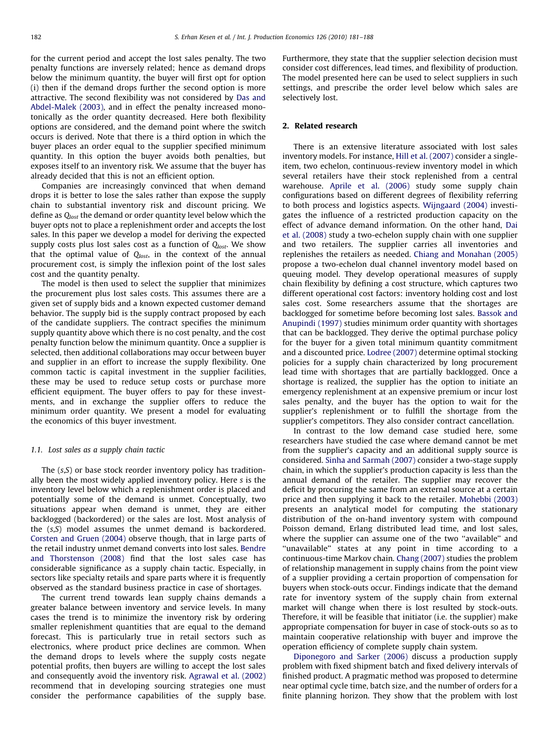for the current period and accept the lost sales penalty. The two penalty functions are inversely related; hence as demand drops below the minimum quantity, the buyer will first opt for option (i) then if the demand drops further the second option is more attractive. The second flexibility was not considered by Das and Abdel-Malek (2003), and in effect the penalty increased monotonically as the order quantity decreased. Here both flexibility options are considered, and the demand point where the switch occurs is derived. Note that there is a third option in which the buyer places an order equal to the supplier specified minimum quantity. In this option the buyer avoids both penalties, but exposes itself to an inventory risk. We assume that the buyer has already decided that this is not an efficient option.

Companies are increasingly convinced that when demand drops it is better to lose the sales rather than expose the supply chain to substantial inventory risk and discount pricing. We define as $Q_{lost}$ the demand or order quantity level below which the buyer opts not to place a replenishment order and accepts the lost sales. In this paper we develop a model for deriving the expected supply costs plus lost sales cost as a function of $Q_{lost}$. We show that the optimal value of $Q_{lost}$, in the context of the annual procurement cost, is simply the inflexion point of the lost sales cost and the quantity penalty.

The model is then used to select the supplier that minimizes the procurement plus lost sales costs. This assumes there are a given set of supply bids and a known expected customer demand behavior. The supply bid is the supply contract proposed by each of the candidate suppliers. The contract specifies the minimum supply quantity above which there is no cost penalty, and the cost penalty function below the minimum quantity. Once a supplier is selected, then additional collaborations may occur between buyer and supplier in an effort to increase the supply flexibility. One common tactic is capital investment in the supplier facilities, these may be used to reduce setup costs or purchase more efficient equipment. The buyer offers to pay for these investments, and in exchange the supplier offers to reduce the minimum order quantity. We present a model for evaluating the economics of this buyer investment.

### 1.1. Lost sales as a supply chain tactic

The (*s*,*S*) or base stock reorder inventory policy has traditionally been the most widely applied inventory policy. Here *s* is the inventory level below which a replenishment order is placed and potentially some of the demand is unmet. Conceptually, two situations appear when demand is unmet, they are either backlogged (backordered) or the sales are lost. Most analysis of the (*s*,*S*) model assumes the unmet demand is backordered. Corsten and Gruen (2004) observe though, that in large parts of the retail industry unmet demand converts into lost sales. Bendre and Thorstenson (2008) find that the lost sales case has considerable significance as a supply chain tactic. Especially, in sectors like specialty retails and spare parts where it is frequently observed as the standard business practice in case of shortages.

The current trend towards lean supply chains demands a greater balance between inventory and service levels. In many cases the trend is to minimize the inventory risk by ordering smaller replenishment quantities that are equal to the demand forecast. This is particularly true in retail sectors such as electronics, where product price declines are common. When the demand drops to levels where the supply costs negate potential profits, then buyers are willing to accept the lost sales and consequently avoid the inventory risk. Agrawal et al. (2002) recommend that in developing sourcing strategies one must consider the performance capabilities of the supply base. Furthermore, they state that the supplier selection decision must consider cost differences, lead times, and flexibility of production. The model presented here can be used to select suppliers in such settings, and prescribe the order level below which sales are selectively lost.

## 2. Related research

There is an extensive literature associated with lost sales inventory models. For instance, Hill et al. (2007) consider a single-item, two echelon, continuous-review inventory model in which several retailers have their stock replenished from a central warehouse. Aprile et al. (2006) study some supply chain configurations based on different degrees of flexibility referring to both process and logistics aspects. Wijngaard (2004) investigates the influence of a restricted production capacity on the effect of advance demand information. On the other hand, Dai et al. (2008) study a two-echelon supply chain with one supplier and two retailers. The supplier carries all inventories and replenishes the retailers as needed. Chiang and Monahan (2005) propose a two-echelon dual channel inventory model based on queuing model. They develop operational measures of supply chain flexibility by defining a cost structure, which captures two different operational cost factors: inventory holding cost and lost sales cost. Some researchers assume that the shortages are backlogged for sometime before becoming lost sales. Bassok and Anupindi (1997) studies minimum order quantity with shortages that can be backlogged. They derive the optimal purchase policy for the buyer for a given total minimum quantity commitment and a discounted price. Lodree (2007) determine optimal stocking policies for a supply chain characterized by long procurement lead time with shortages that are partially backlogged. Once a shortage is realized, the supplier has the option to initiate an emergency replenishment at an expensive premium or incur lost sales penalty, and the buyer has the option to wait for the supplier's replenishment or to fulfill the shortage from the supplier's competitors. They also consider contract cancellation.

In contrast to the low demand case studied here, some researchers have studied the case where demand cannot be met from the supplier's capacity and an additional supply source is considered. Sinha and Sarmah (2007) consider a two-stage supply chain, in which the supplier's production capacity is less than the annual demand of the retailer. The supplier may recover the deficit by procuring the same from an external source at a certain price and then supplying it back to the retailer. Mohebbi (2003) presents an analytical model for computing the stationary distribution of the on-hand inventory system with compound Poisson demand, Erlang distributed lead time, and lost sales, where the supplier can assume one of the two "available" and "unavailable" states at any point in time according to a continuous-time Markov chain. Chang (2007) studies the problem of relationship management in supply chains from the point view of a supplier providing a certain proportion of compensation for buyers when stock-outs occur. Findings indicate that the demand rate for inventory system of the supply chain from external market will change when there is lost resulted by stock-outs. Therefore, it will be feasible that initiator (i.e. the supplier) make appropriate compensation for buyer in case of stock-outs so as to maintain cooperative relationship with buyer and improve the operation efficiency of complete supply chain system.

Diponegoro and Sarker (2006) discuss a production supply problem with fixed shipment batch and fixed delivery intervals of finished product. A pragmatic method was proposed to determine near optimal cycle time, batch size, and the number of orders for a finite planning horizon. They show that the problem with lost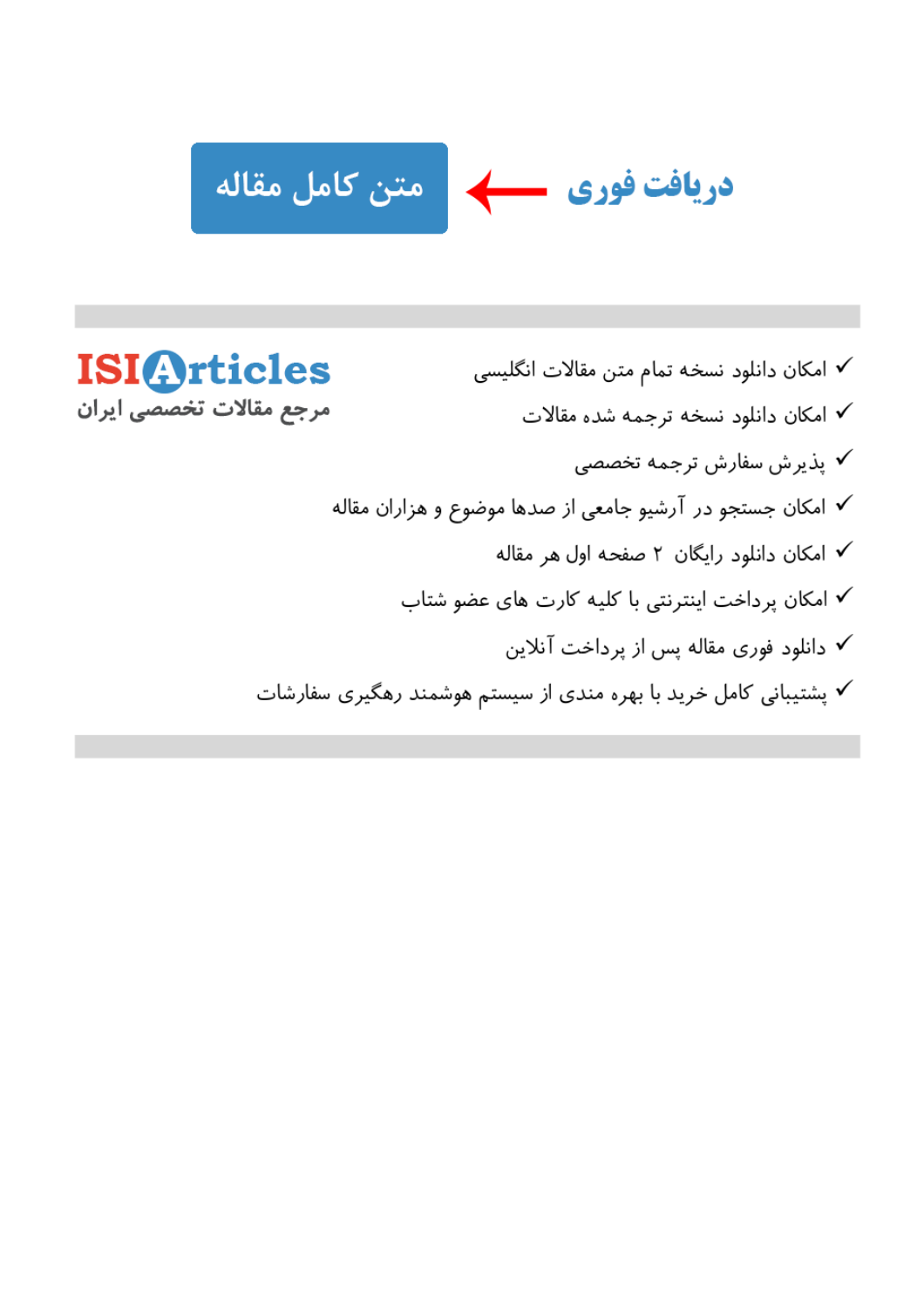دریافت فوری ← متن کامل مقاله

ISIArticles

مرجع مقالات تخصصی ایران

- ✓ امکان دانلود نسخه تمام متن مقالات انگلیسی
- ✓ امکان دانلود نسخه ترجمه شده مقالات
- ✓ پذیرش سفارش ترجمه تخصصی
- ✓ امکان جستجو در آرشیو جامعی از صدها موضوع و هزاران مقاله
- ✓ امکان دانلود رایگان ۲ صفحه اول هر مقاله
- ✓ امکان پرداخت اینترنتی با کلیه کارت های عضو شتاب
- ✓ دانلود فوری مقاله پس از پرداخت آنلاین
- ✓ پشتیبانی کامل خرید با بهره مندی از سیستم هوشمند رهگیری سفارشات